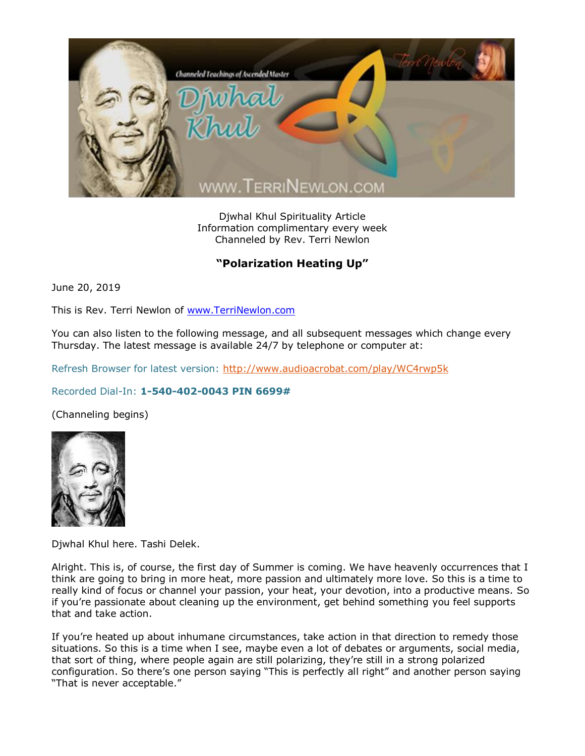Djwhal Khul Spirituality Article
Information complimentary every week
Channeled by Rev. Terri Newlon

## "Polarization Heating Up"

June 20, 2019

This is Rev. Terri Newlon of www.TerriNewlon.com

You can also listen to the following message, and all subsequent messages which change every Thursday. The latest message is available 24/7 by telephone or computer at:

Refresh Browser for latest version: http://www.audioacrobat.com/play/WC4rwp5k

Recorded Dial-In: **1-540-402-0043 PIN 6699#**

(Channeling begins)

Djwhal Khul here. Tashi Delek.

Alright. This is, of course, the first day of Summer is coming. We have heavenly occurrences that I think are going to bring in more heat, more passion and ultimately more love. So this is a time to really kind of focus or channel your passion, your heat, your devotion, into a productive means. So if you're passionate about cleaning up the environment, get behind something you feel supports that and take action.

If you're heated up about inhumane circumstances, take action in that direction to remedy those situations. So this is a time when I see, maybe even a lot of debates or arguments, social media, that sort of thing, where people again are still polarizing, they're still in a strong polarized configuration. So there's one person saying "This is perfectly all right" and another person saying "That is never acceptable."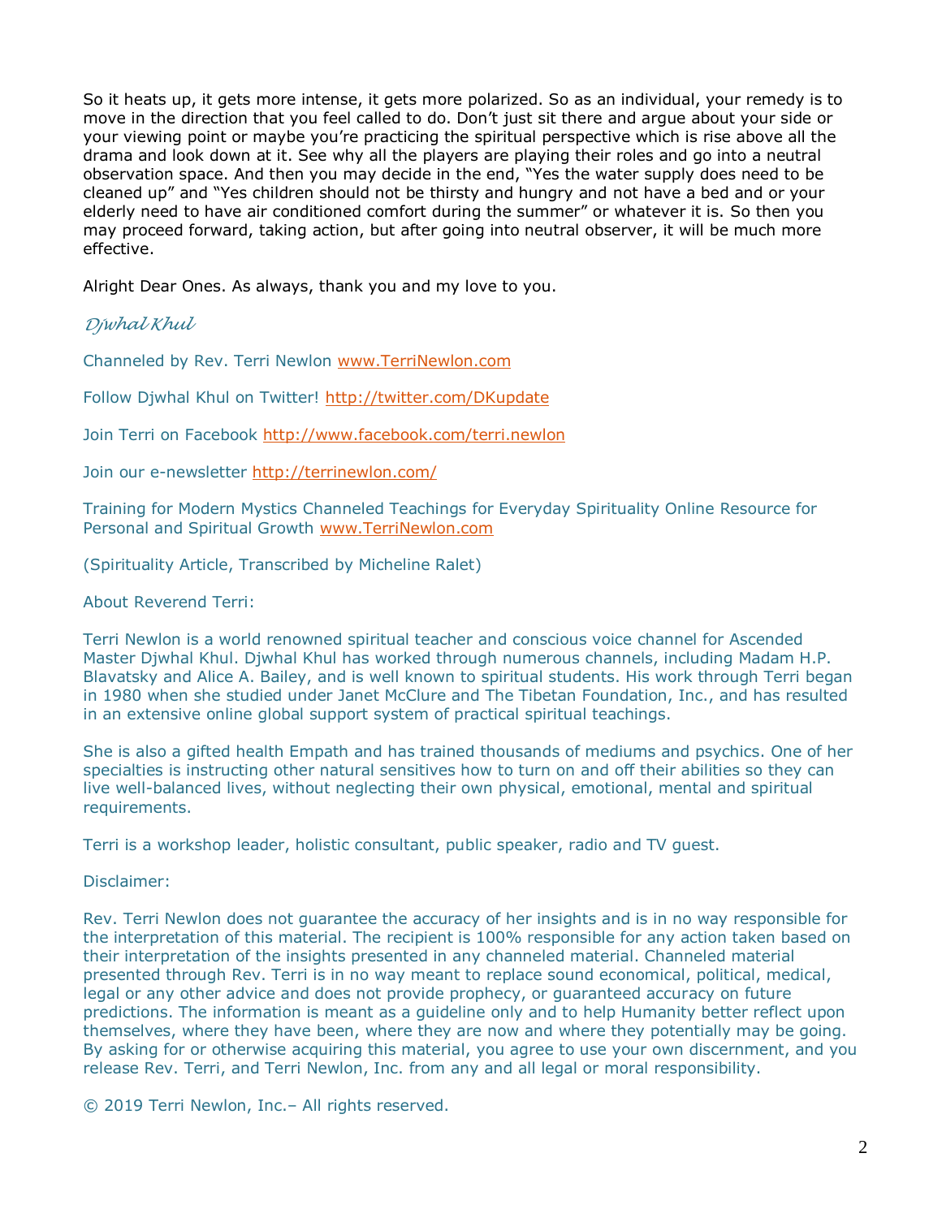So it heats up, it gets more intense, it gets more polarized. So as an individual, your remedy is to move in the direction that you feel called to do. Don't just sit there and argue about your side or your viewing point or maybe you're practicing the spiritual perspective which is rise above all the drama and look down at it. See why all the players are playing their roles and go into a neutral observation space. And then you may decide in the end, "Yes the water supply does need to be cleaned up" and "Yes children should not be thirsty and hungry and not have a bed and or your elderly need to have air conditioned comfort during the summer" or whatever it is. So then you may proceed forward, taking action, but after going into neutral observer, it will be much more effective.

Alright Dear Ones. As always, thank you and my love to you.

*Djwhal Khul*

Channeled by Rev. Terri Newlon [www.TerriNewlon.com](http://www.TerriNewlon.com)

Follow Djwhal Khul on Twitter! [http://twitter.com/DKupdate](http://twitter.com/DKupdate)

Join Terri on Facebook [http://www.facebook.com/terri.newlon](http://www.facebook.com/terri.newlon)

Join our e-newsletter [http://terrinewlon.com/](http://terrinewlon.com/)

Training for Modern Mystics Channeled Teachings for Everyday Spirituality Online Resource for Personal and Spiritual Growth [www.TerriNewlon.com](http://www.TerriNewlon.com)

(Spirituality Article, Transcribed by Micheline Ralet)

About Reverend Terri:

Terri Newlon is a world renowned spiritual teacher and conscious voice channel for Ascended Master Djwhal Khul. Djwhal Khul has worked through numerous channels, including Madam H.P. Blavatsky and Alice A. Bailey, and is well known to spiritual students. His work through Terri began in 1980 when she studied under Janet McClure and The Tibetan Foundation, Inc., and has resulted in an extensive online global support system of practical spiritual teachings.

She is also a gifted health Empath and has trained thousands of mediums and psychics. One of her specialties is instructing other natural sensitives how to turn on and off their abilities so they can live well-balanced lives, without neglecting their own physical, emotional, mental and spiritual requirements.

Terri is a workshop leader, holistic consultant, public speaker, radio and TV guest.

Disclaimer:

Rev. Terri Newlon does not guarantee the accuracy of her insights and is in no way responsible for the interpretation of this material. The recipient is 100% responsible for any action taken based on their interpretation of the insights presented in any channeled material. Channeled material presented through Rev. Terri is in no way meant to replace sound economical, political, medical, legal or any other advice and does not provide prophecy, or guaranteed accuracy on future predictions. The information is meant as a guideline only and to help Humanity better reflect upon themselves, where they have been, where they are now and where they potentially may be going. By asking for or otherwise acquiring this material, you agree to use your own discernment, and you release Rev. Terri, and Terri Newlon, Inc. from any and all legal or moral responsibility.

© 2019 Terri Newlon, Inc.– All rights reserved.